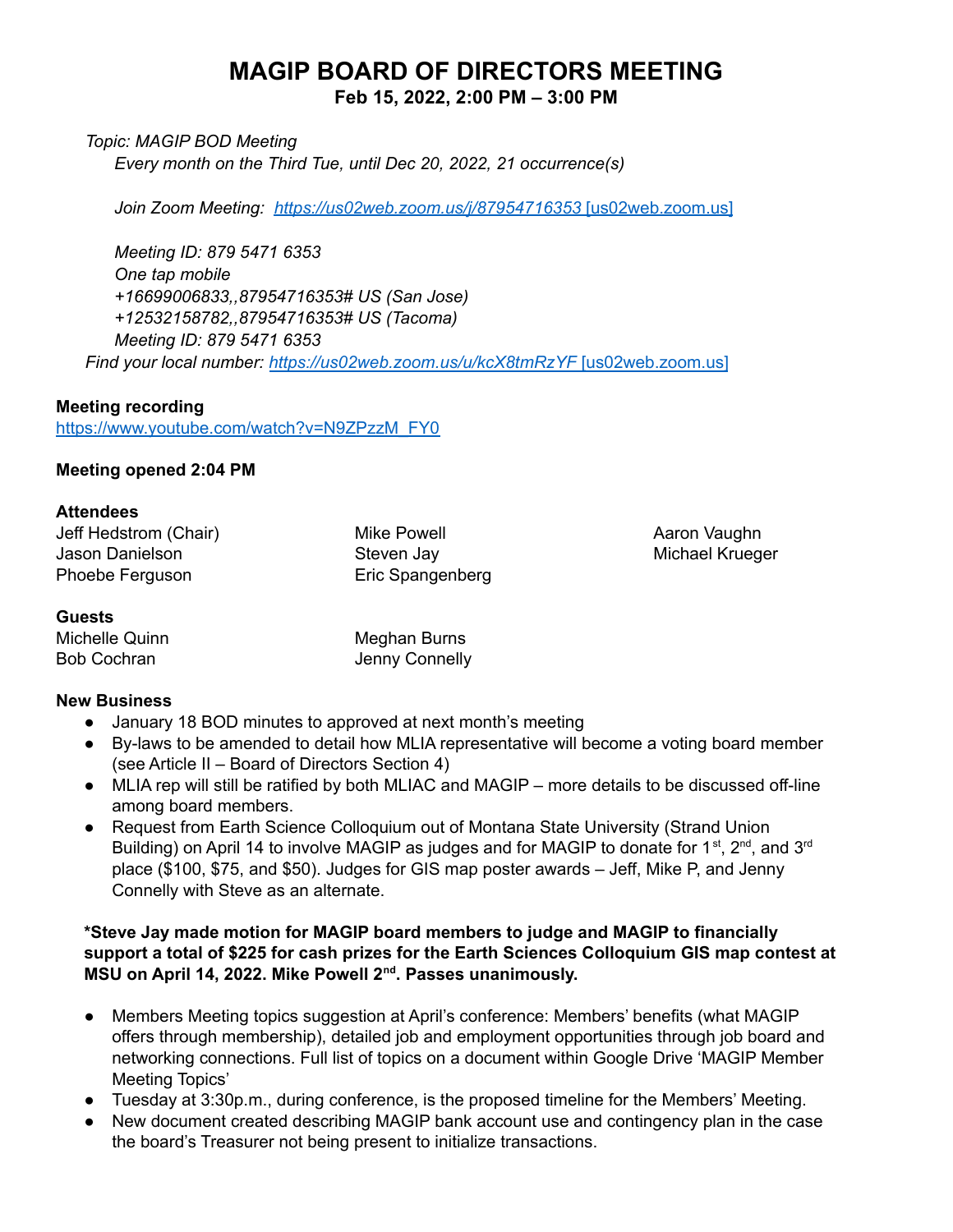# MAGIP BOARD OF DIRECTORS MEETING

**Feb 15, 2022, 2:00 PM – 3:00 PM**

*Topic: MAGIP BOD Meeting*
*Every month on the Third Tue, until Dec 20, 2022, 21 occurrence(s)*

*Join Zoom Meeting: [https://us02web.zoom.us/j/87954716353 [us02web.zoom.us]](https://us02web.zoom.us/j/87954716353)*

*Meeting ID: 879 5471 6353*
*One tap mobile*
*+16699006833,,87954716353# US (San Jose)*
*+12532158782,,87954716353# US (Tacoma)*
*Meeting ID: 879 5471 6353*
*Find your local number: [https://us02web.zoom.us/u/kcX8tmRzYF [us02web.zoom.us]](https://us02web.zoom.us/u/kcX8tmRzYF)*

**Meeting recording**
[https://www.youtube.com/watch?v=N9ZPzzM_FY0](https://www.youtube.com/watch?v=N9ZPzzM_FY0)

**Meeting opened 2:04 PM**

**Attendees**

Jeff Hedstrom (Chair)
Jason Danielson
Phoebe Ferguson
Mike Powell
Steven Jay
Eric Spangenberg
Aaron Vaughn
Michael Krueger

**Guests**

Michelle Quinn
Bob Cochran
Meghan Burns
Jenny Connelly

**New Business**

- January 18 BOD minutes to approved at next month's meeting
- By-laws to be amended to detail how MLIA representative will become a voting board member (see Article II – Board of Directors Section 4)
- MLIA rep will still be ratified by both MLIAC and MAGIP – more details to be discussed off-line among board members.
- Request from Earth Science Colloquium out of Montana State University (Strand Union Building) on April 14 to involve MAGIP as judges and for MAGIP to donate for 1st, 2nd, and 3rd place ($100, $75, and $50). Judges for GIS map poster awards – Jeff, Mike P, and Jenny Connelly with Steve as an alternate.

**\*Steve Jay made motion for MAGIP board members to judge and MAGIP to financially support a total of $225 for cash prizes for the Earth Sciences Colloquium GIS map contest at MSU on April 14, 2022. Mike Powell 2nd. Passes unanimously.**

- Members Meeting topics suggestion at April's conference: Members' benefits (what MAGIP offers through membership), detailed job and employment opportunities through job board and networking connections. Full list of topics on a document within Google Drive 'MAGIP Member Meeting Topics'
- Tuesday at 3:30p.m., during conference, is the proposed timeline for the Members' Meeting.
- New document created describing MAGIP bank account use and contingency plan in the case the board's Treasurer not being present to initialize transactions.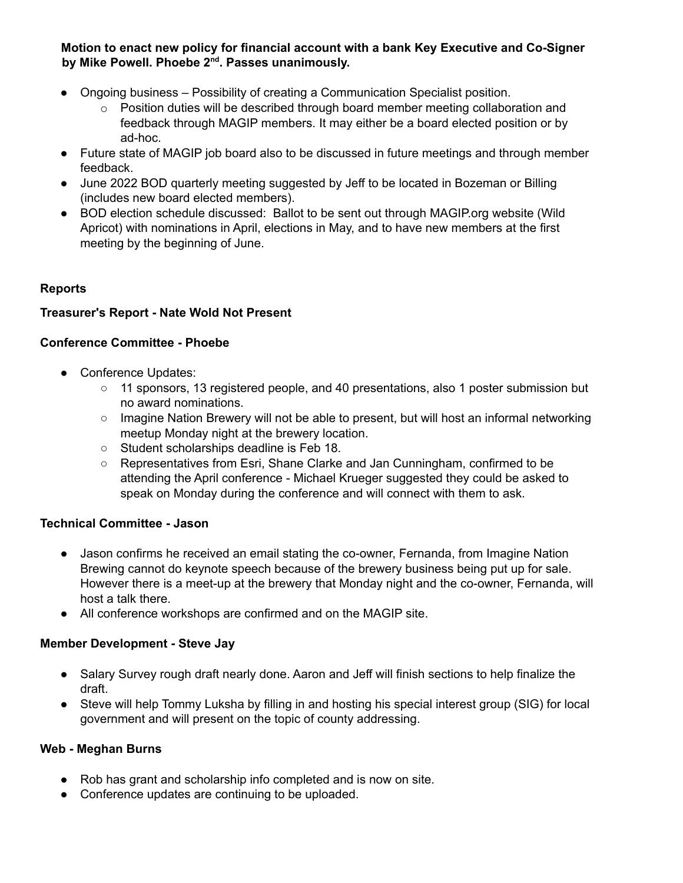**Motion to enact new policy for financial account with a bank Key Executive and Co-Signer by Mike Powell. Phoebe 2nd. Passes unanimously.**

- Ongoing business – Possibility of creating a Communication Specialist position.
  - Position duties will be described through board member meeting collaboration and feedback through MAGIP members. It may either be a board elected position or by ad-hoc.
- Future state of MAGIP job board also to be discussed in future meetings and through member feedback.
- June 2022 BOD quarterly meeting suggested by Jeff to be located in Bozeman or Billing (includes new board elected members).
- BOD election schedule discussed: Ballot to be sent out through MAGIP.org website (Wild Apricot) with nominations in April, elections in May, and to have new members at the first meeting by the beginning of June.

**Reports**

**Treasurer's Report - Nate Wold Not Present**

**Conference Committee - Phoebe**

- Conference Updates:
  - 11 sponsors, 13 registered people, and 40 presentations, also 1 poster submission but no award nominations.
  - Imagine Nation Brewery will not be able to present, but will host an informal networking meetup Monday night at the brewery location.
  - Student scholarships deadline is Feb 18.
  - Representatives from Esri, Shane Clarke and Jan Cunningham, confirmed to be attending the April conference - Michael Krueger suggested they could be asked to speak on Monday during the conference and will connect with them to ask.

**Technical Committee - Jason**

- Jason confirms he received an email stating the co-owner, Fernanda, from Imagine Nation Brewing cannot do keynote speech because of the brewery business being put up for sale. However there is a meet-up at the brewery that Monday night and the co-owner, Fernanda, will host a talk there.
- All conference workshops are confirmed and on the MAGIP site.

**Member Development - Steve Jay**

- Salary Survey rough draft nearly done. Aaron and Jeff will finish sections to help finalize the draft.
- Steve will help Tommy Luksha by filling in and hosting his special interest group (SIG) for local government and will present on the topic of county addressing.

**Web - Meghan Burns**

- Rob has grant and scholarship info completed and is now on site.
- Conference updates are continuing to be uploaded.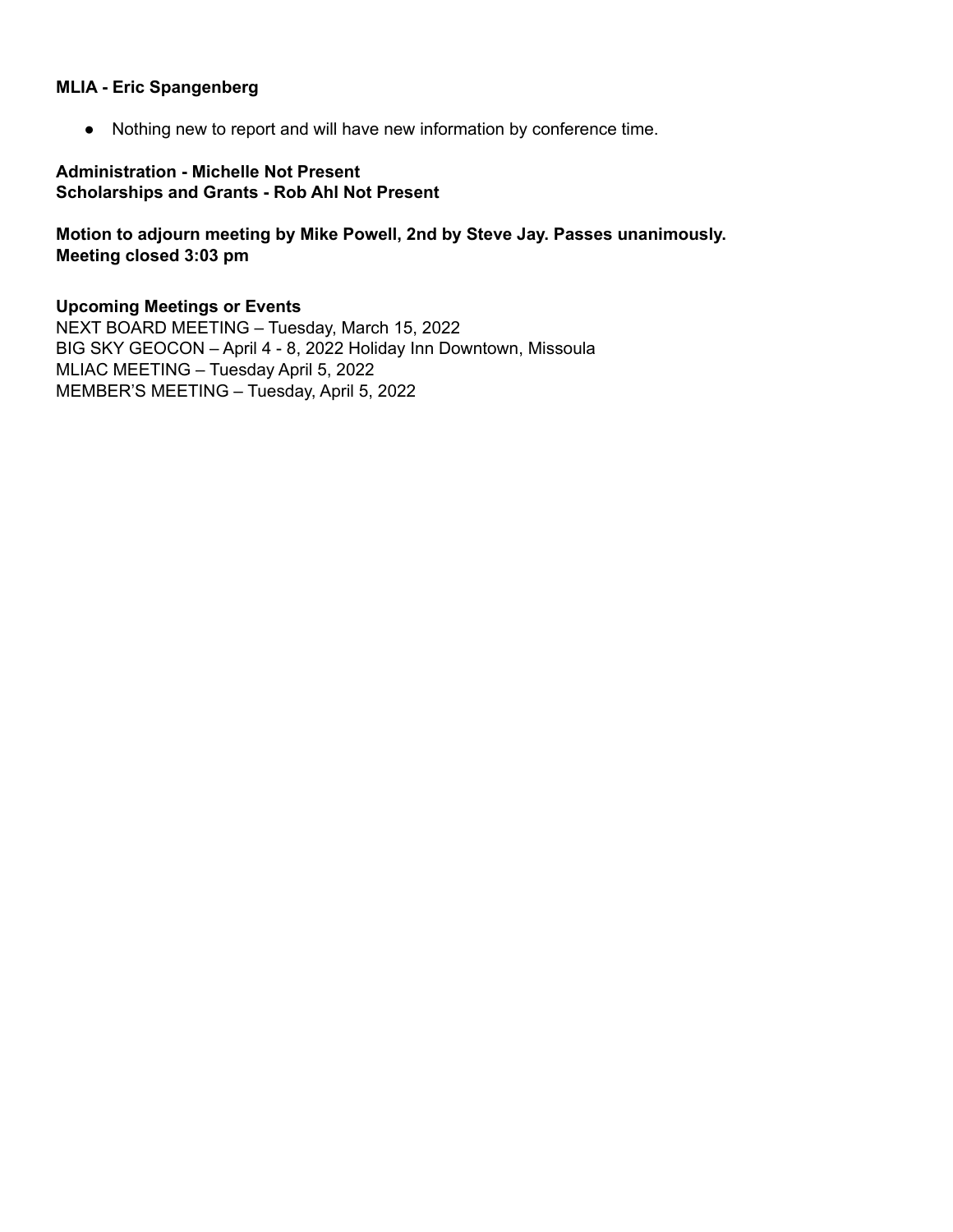**MLIA - Eric Spangenberg**

- Nothing new to report and will have new information by conference time.

**Administration - Michelle Not Present**
**Scholarships and Grants - Rob Ahl Not Present**

**Motion to adjourn meeting by Mike Powell, 2nd by Steve Jay. Passes unanimously.**
**Meeting closed 3:03 pm**

**Upcoming Meetings or Events**
NEXT BOARD MEETING – Tuesday, March 15, 2022
BIG SKY GEOCON – April 4 - 8, 2022 Holiday Inn Downtown, Missoula
MLIAC MEETING – Tuesday April 5, 2022
MEMBER'S MEETING – Tuesday, April 5, 2022